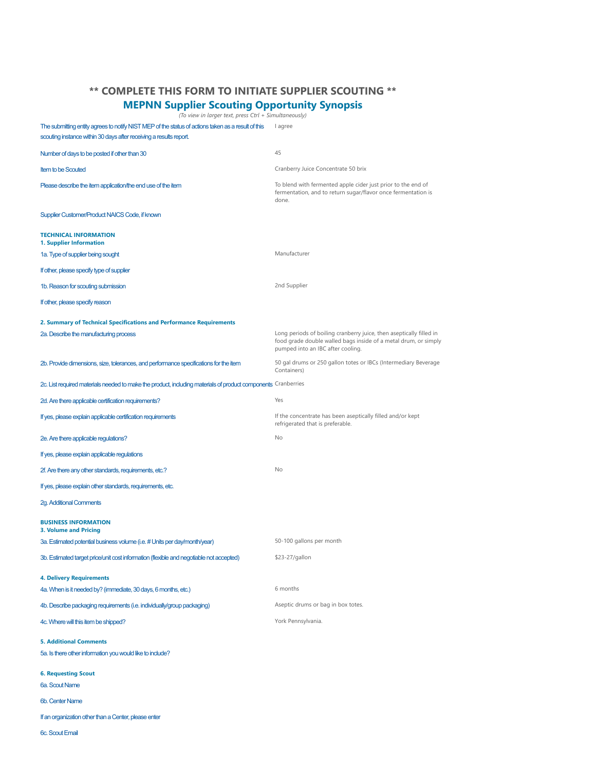## ** COMPLETE THIS FORM TO INITIATE SUPPLIER SCOUTING **

## MEPNN Supplier Scouting Opportunity Synopsis

*(To view in larger text, press Ctrl + Simultaneously)*

| | |
|---|---|
| The submitting entity agrees to notify NIST MEP of the status of actions taken as a result of this scouting instance within 30 days after receiving a results report. | I agree |
| Number of days to be posted if other than 30 | 45 |
| Item to be Scouted | Cranberry Juice Concentrate 50 brix |
| Please describe the item application/the end use of the item | To blend with fermented apple cider just prior to the end of fermentation, and to return sugar/flavor once fermentation is done. |
| Supplier Customer/Product NAICS Code, if known | |

### TECHNICAL INFORMATION

#### 1. Supplier Information

| | |
|---|---|
| 1a. Type of supplier being sought | Manufacturer |
| If other, please specify type of supplier | |
| 1b. Reason for scouting submission | 2nd Supplier |
| If other, please specify reason | |

#### 2. Summary of Technical Specifications and Performance Requirements

| | |
|---|---|
| 2a. Describe the manufacturing process | Long periods of boiling cranberry juice, then aseptically filled in food grade double walled bags inside of a metal drum, or simply pumped into an IBC after cooling. |
| 2b. Provide dimensions, size, tolerances, and performance specifications for the item | 50 gal drums or 250 gallon totes or IBCs (Intermediary Beverage Containers) |
| 2c. List required materials needed to make the product, including materials of product components | Cranberries |
| 2d. Are there applicable certification requirements? | Yes |
| If yes, please explain applicable certification requirements | If the concentrate has been aseptically filled and/or kept refrigerated that is preferable. |
| 2e. Are there applicable regulations? | No |
| If yes, please explain applicable regulations | |
| 2f. Are there any other standards, requirements, etc.? | No |
| If yes, please explain other standards, requirements, etc. | |
| 2g. Additional Comments | |

### BUSINESS INFORMATION

#### 3. Volume and Pricing

| | |
|---|---|
| 3a. Estimated potential business volume (i.e. # Units per day/month/year) | 50-100 gallons per month |
| 3b. Estimated target price/unit cost information (flexible and negotiable not accepted) | $23-27/gallon |

#### 4. Delivery Requirements

| | |
|---|---|
| 4a. When is it needed by? (immediate, 30 days, 6 months, etc.) | 6 months |
| 4b. Describe packaging requirements (i.e. individually/group packaging) | Aseptic drums or bag in box totes. |
| 4c. Where will this item be shipped? | York Pennsylvania. |

#### 5. Additional Comments

| | |
|---|---|
| 5a. Is there other information you would like to include? | |

#### 6. Requesting Scout

| | |
|---|---|
| 6a. Scout Name | |
| 6b. Center Name | |
| If an organization other than a Center, please enter | |
| 6c. Scout Email | |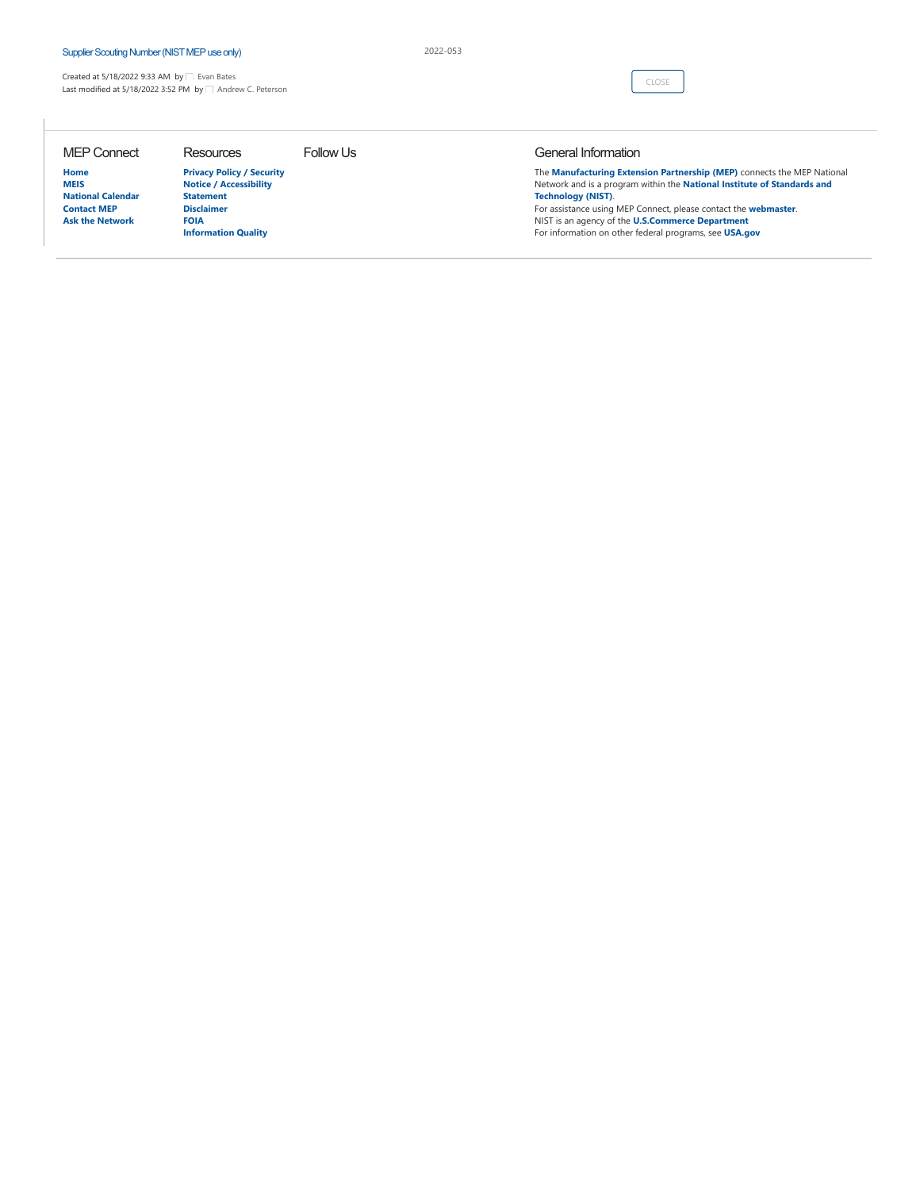Supplier Scouting Number (NIST MEP use only) 2022-053

Created at 5/18/2022 9:33 AM by Evan Bates
Last modified at 5/18/2022 3:52 PM by Andrew C. Peterson

CLOSE

## MEP Connect

**Home**
**MEIS**
**National Calendar**
**Contact MEP**
**Ask the Network**

## Resources

**Privacy Policy / Security Notice / Accessibility Statement**
**Disclaimer**
**FOIA**
**Information Quality**

## Follow Us

## General Information

The **Manufacturing Extension Partnership (MEP)** connects the MEP National Network and is a program within the **National Institute of Standards and Technology (NIST)**.
For assistance using MEP Connect, please contact the **webmaster**.
NIST is an agency of the **U.S.Commerce Department**
For information on other federal programs, see **USA.gov**